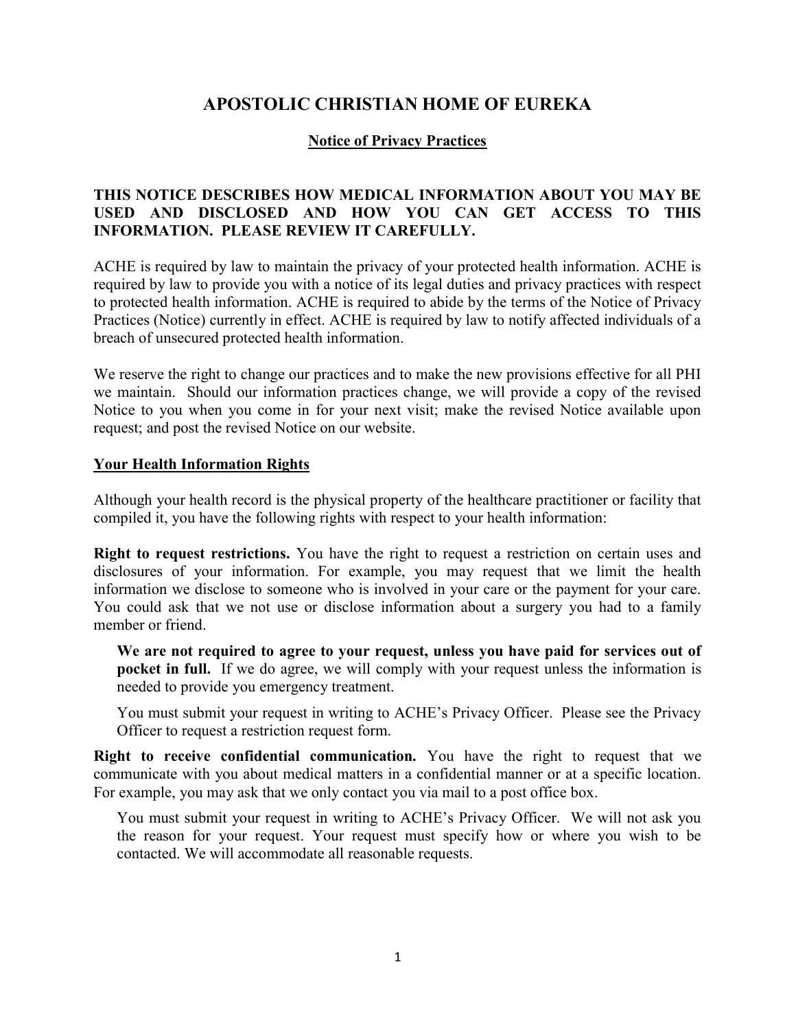# APOSTOLIC CHRISTIAN HOME OF EUREKA

## Notice of Privacy Practices

**THIS NOTICE DESCRIBES HOW MEDICAL INFORMATION ABOUT YOU MAY BE USED AND DISCLOSED AND HOW YOU CAN GET ACCESS TO THIS INFORMATION. PLEASE REVIEW IT CAREFULLY.**

ACHE is required by law to maintain the privacy of your protected health information. ACHE is required by law to provide you with a notice of its legal duties and privacy practices with respect to protected health information. ACHE is required to abide by the terms of the Notice of Privacy Practices (Notice) currently in effect. ACHE is required by law to notify affected individuals of a breach of unsecured protected health information.

We reserve the right to change our practices and to make the new provisions effective for all PHI we maintain. Should our information practices change, we will provide a copy of the revised Notice to you when you come in for your next visit; make the revised Notice available upon request; and post the revised Notice on our website.

### Your Health Information Rights

Although your health record is the physical property of the healthcare practitioner or facility that compiled it, you have the following rights with respect to your health information:

**Right to request restrictions.** You have the right to request a restriction on certain uses and disclosures of your information. For example, you may request that we limit the health information we disclose to someone who is involved in your care or the payment for your care. You could ask that we not use or disclose information about a surgery you had to a family member or friend.

> **We are not required to agree to your request, unless you have paid for services out of pocket in full.** If we do agree, we will comply with your request unless the information is needed to provide you emergency treatment.
>
> You must submit your request in writing to ACHE's Privacy Officer. Please see the Privacy Officer to request a restriction request form.

**Right to receive confidential communication.** You have the right to request that we communicate with you about medical matters in a confidential manner or at a specific location. For example, you may ask that we only contact you via mail to a post office box.

> You must submit your request in writing to ACHE's Privacy Officer. We will not ask you the reason for your request. Your request must specify how or where you wish to be contacted. We will accommodate all reasonable requests.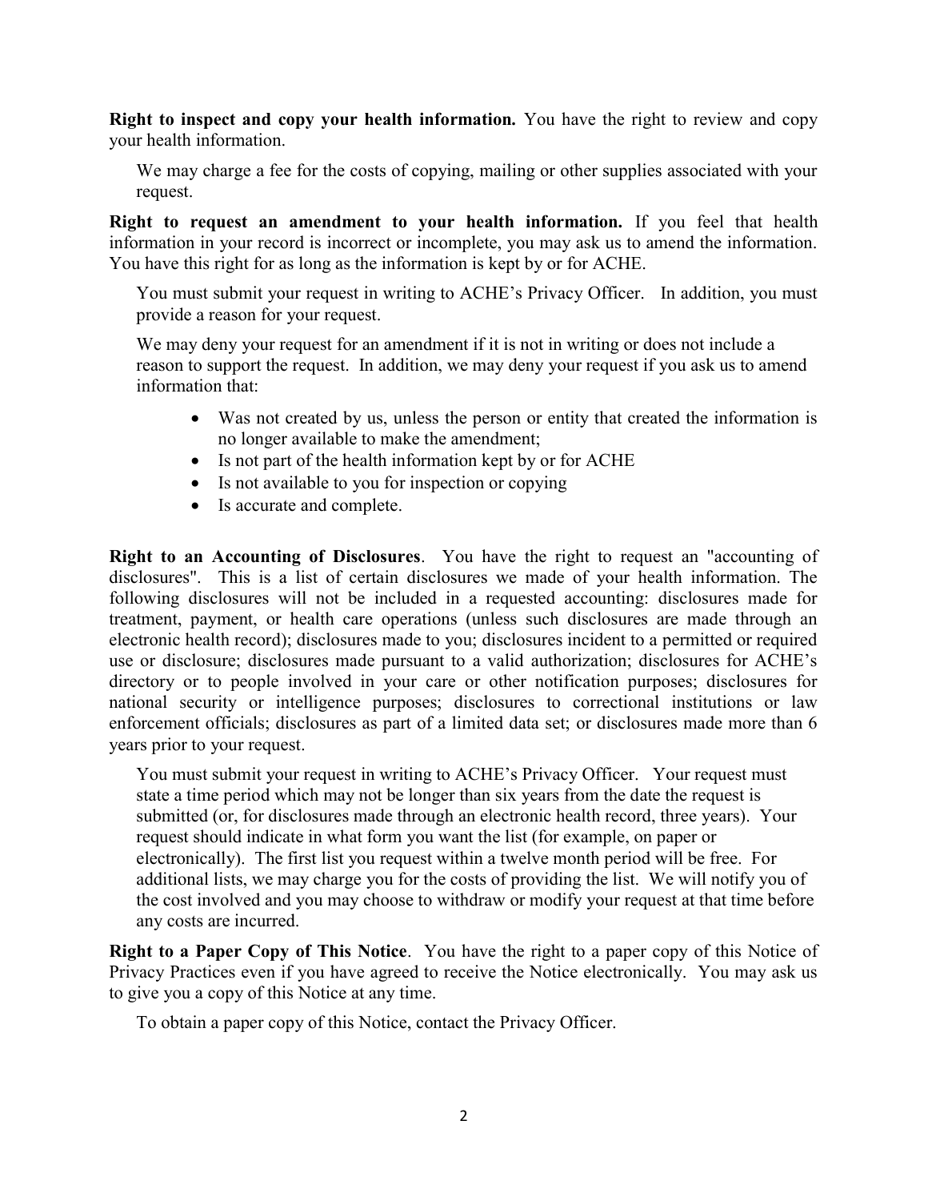**Right to inspect and copy your health information.** You have the right to review and copy your health information.

We may charge a fee for the costs of copying, mailing or other supplies associated with your request.

**Right to request an amendment to your health information.** If you feel that health information in your record is incorrect or incomplete, you may ask us to amend the information. You have this right for as long as the information is kept by or for ACHE.

You must submit your request in writing to ACHE's Privacy Officer. In addition, you must provide a reason for your request.

We may deny your request for an amendment if it is not in writing or does not include a reason to support the request. In addition, we may deny your request if you ask us to amend information that:

- Was not created by us, unless the person or entity that created the information is no longer available to make the amendment;
- Is not part of the health information kept by or for ACHE
- Is not available to you for inspection or copying
- Is accurate and complete.

**Right to an Accounting of Disclosures**. You have the right to request an "accounting of disclosures". This is a list of certain disclosures we made of your health information. The following disclosures will not be included in a requested accounting: disclosures made for treatment, payment, or health care operations (unless such disclosures are made through an electronic health record); disclosures made to you; disclosures incident to a permitted or required use or disclosure; disclosures made pursuant to a valid authorization; disclosures for ACHE's directory or to people involved in your care or other notification purposes; disclosures for national security or intelligence purposes; disclosures to correctional institutions or law enforcement officials; disclosures as part of a limited data set; or disclosures made more than 6 years prior to your request.

You must submit your request in writing to ACHE's Privacy Officer. Your request must state a time period which may not be longer than six years from the date the request is submitted (or, for disclosures made through an electronic health record, three years). Your request should indicate in what form you want the list (for example, on paper or electronically). The first list you request within a twelve month period will be free. For additional lists, we may charge you for the costs of providing the list. We will notify you of the cost involved and you may choose to withdraw or modify your request at that time before any costs are incurred.

**Right to a Paper Copy of This Notice**. You have the right to a paper copy of this Notice of Privacy Practices even if you have agreed to receive the Notice electronically. You may ask us to give you a copy of this Notice at any time.

To obtain a paper copy of this Notice, contact the Privacy Officer.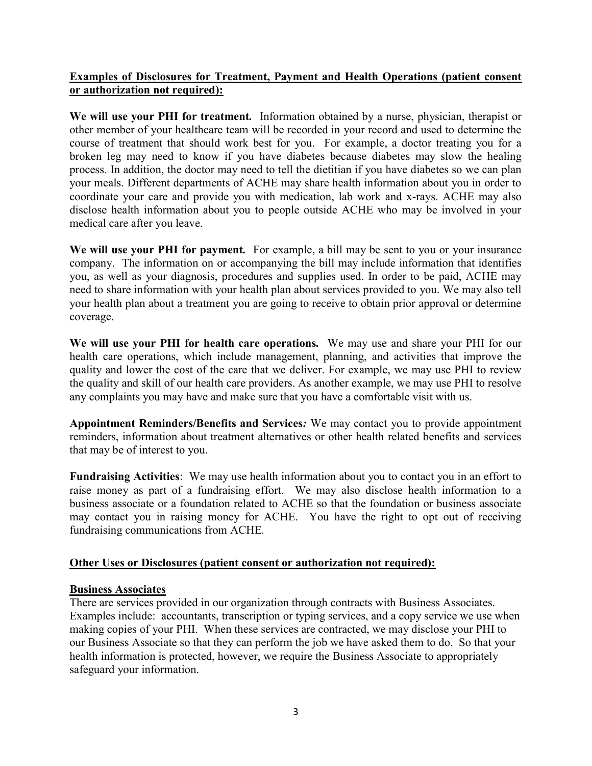**Examples of Disclosures for Treatment, Payment and Health Operations (patient consent or authorization not required):**

**We will use your PHI for treatment.** Information obtained by a nurse, physician, therapist or other member of your healthcare team will be recorded in your record and used to determine the course of treatment that should work best for you. For example, a doctor treating you for a broken leg may need to know if you have diabetes because diabetes may slow the healing process. In addition, the doctor may need to tell the dietitian if you have diabetes so we can plan your meals. Different departments of ACHE may share health information about you in order to coordinate your care and provide you with medication, lab work and x-rays. ACHE may also disclose health information about you to people outside ACHE who may be involved in your medical care after you leave.

**We will use your PHI for payment.** For example, a bill may be sent to you or your insurance company. The information on or accompanying the bill may include information that identifies you, as well as your diagnosis, procedures and supplies used. In order to be paid, ACHE may need to share information with your health plan about services provided to you. We may also tell your health plan about a treatment you are going to receive to obtain prior approval or determine coverage.

**We will use your PHI for health care operations.** We may use and share your PHI for our health care operations, which include management, planning, and activities that improve the quality and lower the cost of the care that we deliver. For example, we may use PHI to review the quality and skill of our health care providers. As another example, we may use PHI to resolve any complaints you may have and make sure that you have a comfortable visit with us.

**Appointment Reminders/Benefits and Services*:*** We may contact you to provide appointment reminders, information about treatment alternatives or other health related benefits and services that may be of interest to you.

**Fundraising Activities**: We may use health information about you to contact you in an effort to raise money as part of a fundraising effort. We may also disclose health information to a business associate or a foundation related to ACHE so that the foundation or business associate may contact you in raising money for ACHE. You have the right to opt out of receiving fundraising communications from ACHE.

**Other Uses or Disclosures (patient consent or authorization not required):**

**Business Associates**

There are services provided in our organization through contracts with Business Associates. Examples include: accountants, transcription or typing services, and a copy service we use when making copies of your PHI. When these services are contracted, we may disclose your PHI to our Business Associate so that they can perform the job we have asked them to do. So that your health information is protected, however, we require the Business Associate to appropriately safeguard your information.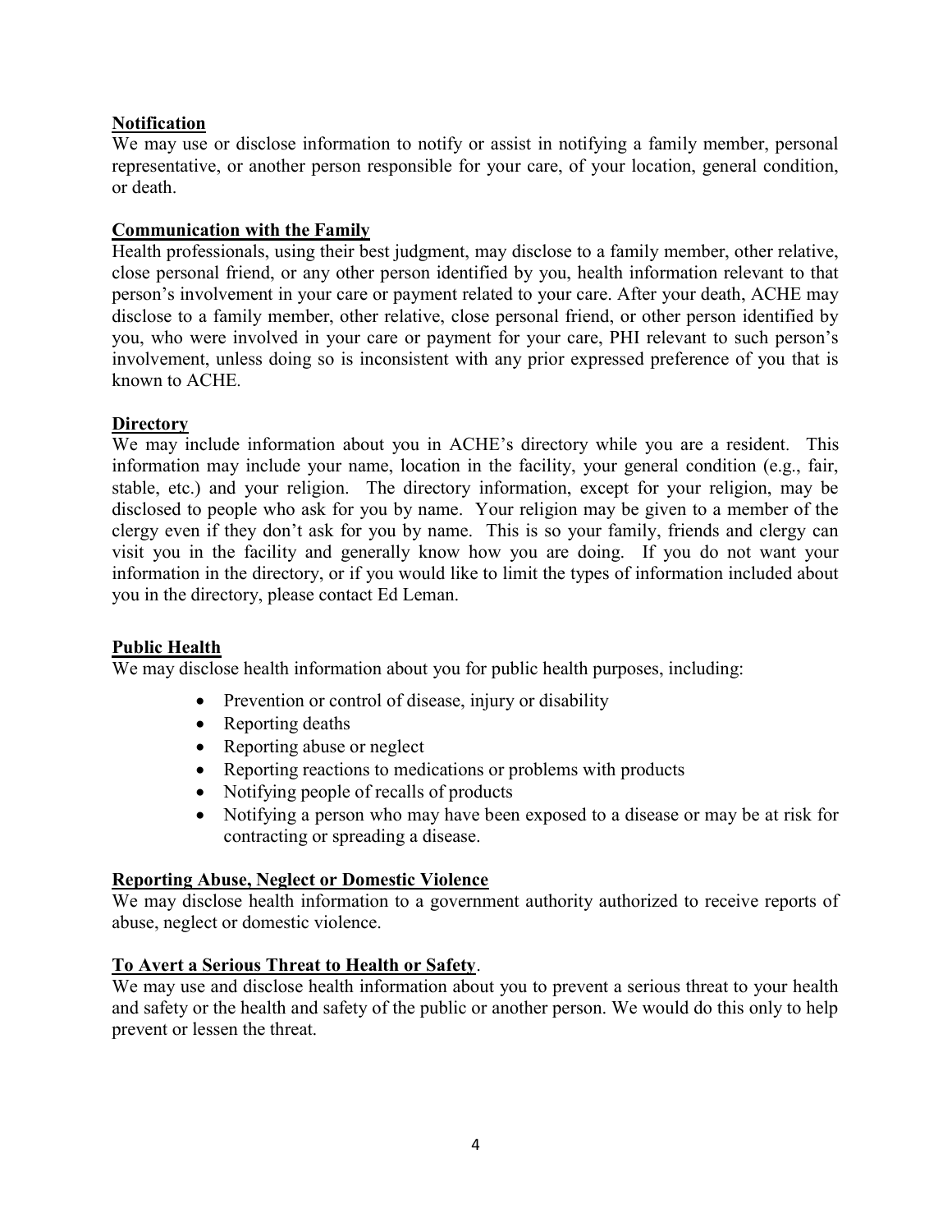**Notification**

We may use or disclose information to notify or assist in notifying a family member, personal representative, or another person responsible for your care, of your location, general condition, or death.

**Communication with the Family**

Health professionals, using their best judgment, may disclose to a family member, other relative, close personal friend, or any other person identified by you, health information relevant to that person's involvement in your care or payment related to your care. After your death, ACHE may disclose to a family member, other relative, close personal friend, or other person identified by you, who were involved in your care or payment for your care, PHI relevant to such person's involvement, unless doing so is inconsistent with any prior expressed preference of you that is known to ACHE.

**Directory**

We may include information about you in ACHE's directory while you are a resident. This information may include your name, location in the facility, your general condition (e.g., fair, stable, etc.) and your religion. The directory information, except for your religion, may be disclosed to people who ask for you by name. Your religion may be given to a member of the clergy even if they don't ask for you by name. This is so your family, friends and clergy can visit you in the facility and generally know how you are doing. If you do not want your information in the directory, or if you would like to limit the types of information included about you in the directory, please contact Ed Leman.

**Public Health**

We may disclose health information about you for public health purposes, including:

- Prevention or control of disease, injury or disability
- Reporting deaths
- Reporting abuse or neglect
- Reporting reactions to medications or problems with products
- Notifying people of recalls of products
- Notifying a person who may have been exposed to a disease or may be at risk for contracting or spreading a disease.

**Reporting Abuse, Neglect or Domestic Violence**

We may disclose health information to a government authority authorized to receive reports of abuse, neglect or domestic violence.

**To Avert a Serious Threat to Health or Safety**.

We may use and disclose health information about you to prevent a serious threat to your health and safety or the health and safety of the public or another person. We would do this only to help prevent or lessen the threat.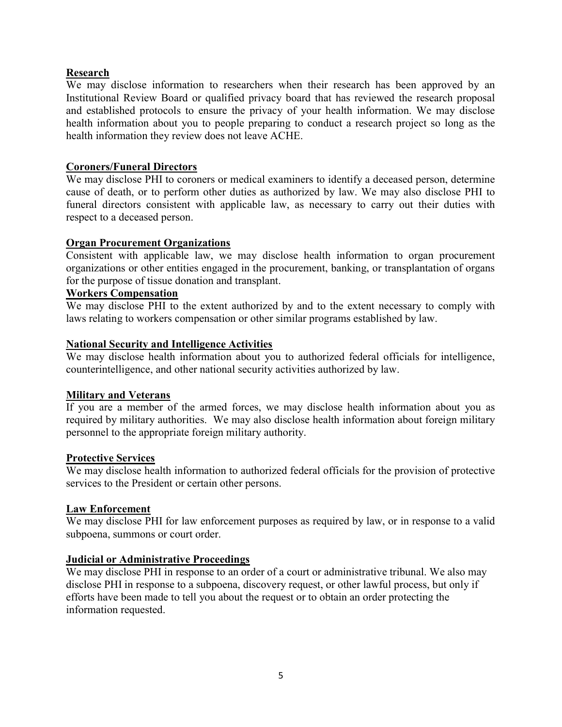**Research**

We may disclose information to researchers when their research has been approved by an Institutional Review Board or qualified privacy board that has reviewed the research proposal and established protocols to ensure the privacy of your health information. We may disclose health information about you to people preparing to conduct a research project so long as the health information they review does not leave ACHE.

**Coroners/Funeral Directors**

We may disclose PHI to coroners or medical examiners to identify a deceased person, determine cause of death, or to perform other duties as authorized by law. We may also disclose PHI to funeral directors consistent with applicable law, as necessary to carry out their duties with respect to a deceased person.

**Organ Procurement Organizations**

Consistent with applicable law, we may disclose health information to organ procurement organizations or other entities engaged in the procurement, banking, or transplantation of organs for the purpose of tissue donation and transplant.

**Workers Compensation**

We may disclose PHI to the extent authorized by and to the extent necessary to comply with laws relating to workers compensation or other similar programs established by law.

**National Security and Intelligence Activities**

We may disclose health information about you to authorized federal officials for intelligence, counterintelligence, and other national security activities authorized by law.

**Military and Veterans**

If you are a member of the armed forces, we may disclose health information about you as required by military authorities. We may also disclose health information about foreign military personnel to the appropriate foreign military authority.

**Protective Services**

We may disclose health information to authorized federal officials for the provision of protective services to the President or certain other persons.

**Law Enforcement**

We may disclose PHI for law enforcement purposes as required by law, or in response to a valid subpoena, summons or court order.

**Judicial or Administrative Proceedings**

We may disclose PHI in response to an order of a court or administrative tribunal. We also may disclose PHI in response to a subpoena, discovery request, or other lawful process, but only if efforts have been made to tell you about the request or to obtain an order protecting the information requested.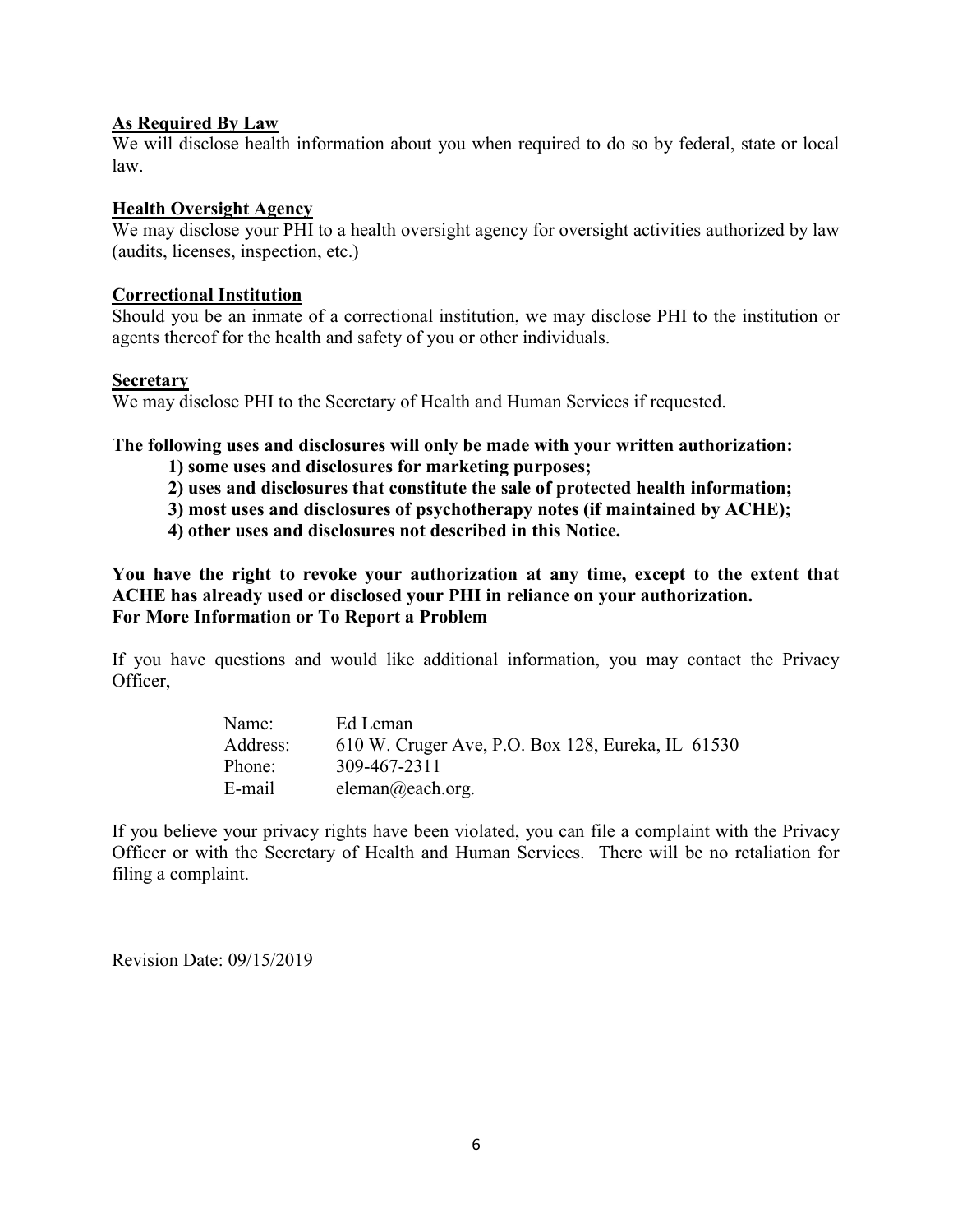**As Required By Law**

We will disclose health information about you when required to do so by federal, state or local law.

**Health Oversight Agency**

We may disclose your PHI to a health oversight agency for oversight activities authorized by law (audits, licenses, inspection, etc.)

**Correctional Institution**

Should you be an inmate of a correctional institution, we may disclose PHI to the institution or agents thereof for the health and safety of you or other individuals.

**Secretary**

We may disclose PHI to the Secretary of Health and Human Services if requested.

**The following uses and disclosures will only be made with your written authorization:**

**1) some uses and disclosures for marketing purposes;**
**2) uses and disclosures that constitute the sale of protected health information;**
**3) most uses and disclosures of psychotherapy notes (if maintained by ACHE);**
**4) other uses and disclosures not described in this Notice.**

**You have the right to revoke your authorization at any time, except to the extent that ACHE has already used or disclosed your PHI in reliance on your authorization.**
**For More Information or To Report a Problem**

If you have questions and would like additional information, you may contact the Privacy Officer,

Name: Ed Leman
Address: 610 W. Cruger Ave, P.O. Box 128, Eureka, IL 61530
Phone: 309-467-2311
E-mail eleman@each.org.

If you believe your privacy rights have been violated, you can file a complaint with the Privacy Officer or with the Secretary of Health and Human Services. There will be no retaliation for filing a complaint.

Revision Date: 09/15/2019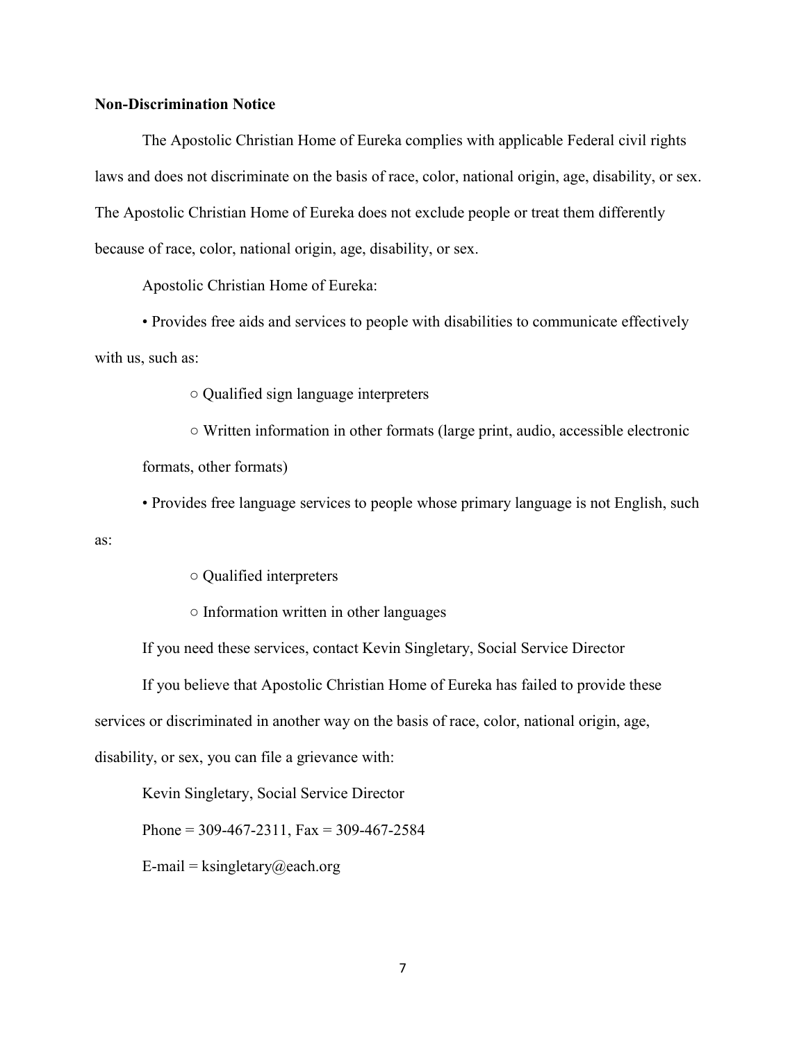**Non-Discrimination Notice**

The Apostolic Christian Home of Eureka complies with applicable Federal civil rights laws and does not discriminate on the basis of race, color, national origin, age, disability, or sex. The Apostolic Christian Home of Eureka does not exclude people or treat them differently because of race, color, national origin, age, disability, or sex.

Apostolic Christian Home of Eureka:

- Provides free aids and services to people with disabilities to communicate effectively with us, such as:
  - Qualified sign language interpreters
  - Written information in other formats (large print, audio, accessible electronic formats, other formats)
- Provides free language services to people whose primary language is not English, such as:
  - Qualified interpreters
  - Information written in other languages

If you need these services, contact Kevin Singletary, Social Service Director

If you believe that Apostolic Christian Home of Eureka has failed to provide these services or discriminated in another way on the basis of race, color, national origin, age, disability, or sex, you can file a grievance with:

Kevin Singletary, Social Service Director

Phone = 309-467-2311, Fax = 309-467-2584

E-mail = ksingletary@each.org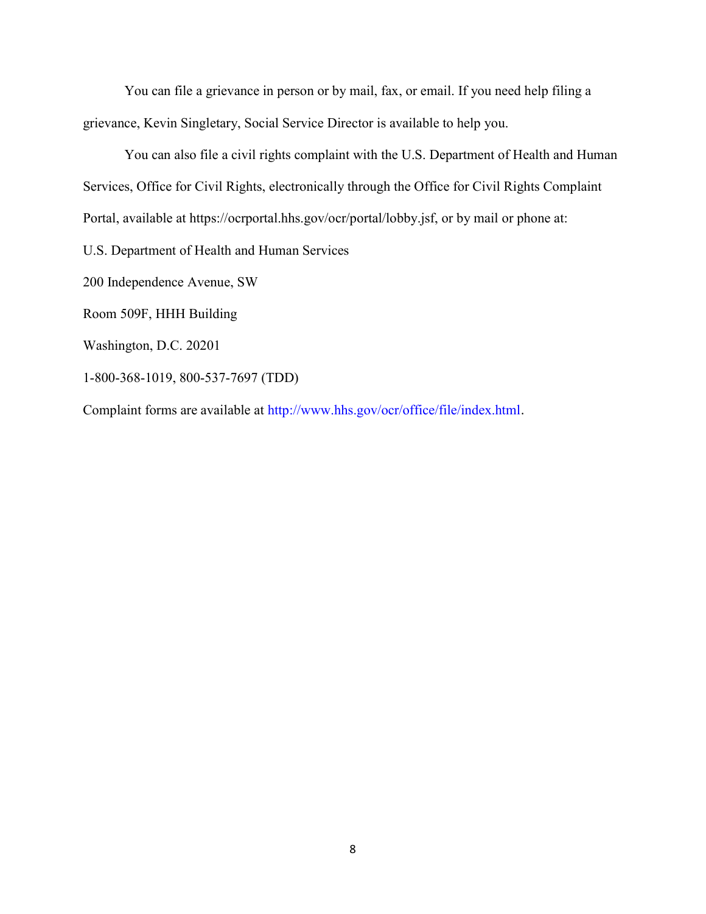You can file a grievance in person or by mail, fax, or email. If you need help filing a grievance, Kevin Singletary, Social Service Director is available to help you.

You can also file a civil rights complaint with the U.S. Department of Health and Human Services, Office for Civil Rights, electronically through the Office for Civil Rights Complaint Portal, available at https://ocrportal.hhs.gov/ocr/portal/lobby.jsf, or by mail or phone at:

U.S. Department of Health and Human Services

200 Independence Avenue, SW

Room 509F, HHH Building

Washington, D.C. 20201

1-800-368-1019, 800-537-7697 (TDD)

Complaint forms are available at http://www.hhs.gov/ocr/office/file/index.html.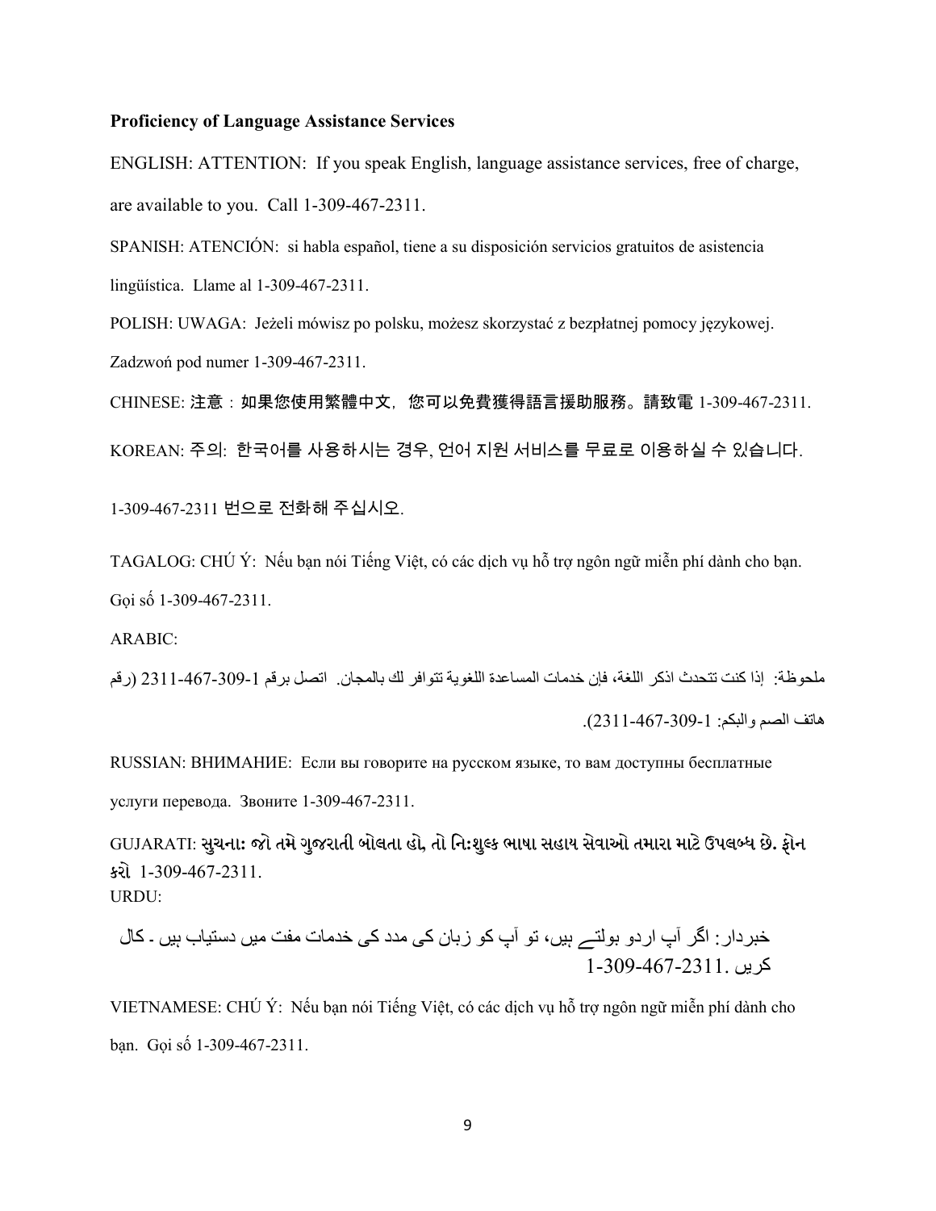**Proficiency of Language Assistance Services**

ENGLISH: ATTENTION: If you speak English, language assistance services, free of charge, are available to you. Call 1-309-467-2311.

SPANISH: ATENCIÓN: si habla español, tiene a su disposición servicios gratuitos de asistencia lingüística. Llame al 1-309-467-2311.

POLISH: UWAGA: Jeżeli mówisz po polsku, możesz skorzystać z bezpłatnej pomocy językowej. Zadzwoń pod numer 1-309-467-2311.

CHINESE: 注意：如果您使用繁體中文，您可以免費獲得語言援助服務。請致電 1-309-467-2311.

KOREAN: 주의: 한국어를 사용하시는 경우, 언어 지원 서비스를 무료로 이용하실 수 있습니다. 1-309-467-2311 번으로 전화해 주십시오.

TAGALOG: CHÚ Ý: Nếu bạn nói Tiếng Việt, có các dịch vụ hỗ trợ ngôn ngữ miễn phí dành cho bạn. Gọi số 1-309-467-2311.

ARABIC:

ملحوظة: إذا كنت تتحدث اذكر اللغة، فإن خدمات المساعدة اللغوية تتوافر لك بالمجان. اتصل برقم 1-309-467-2311 (رقم هاتف الصم والبكم: 1-309-467-2311).

RUSSIAN: ВНИМАНИЕ: Если вы говорите на русском языке, то вам доступны бесплатные услуги перевода. Звоните 1-309-467-2311.

GUJARATI: સુચના: જો તમે ગુજરાતી બોલતા હો, તો નિ:શુલ્ક ભાષા સહાય સેવાઓ તમારા માટે ઉપલબ્ધ છે. ફોન કરો 1-309-467-2311.

URDU:

خبردار: اگر آپ اردو بولتے ہیں، تو آپ کو زبان کی مدد کی خدمات مفت میں دستیاب ہیں ۔ کال کریں 1-309-467-2311.

VIETNAMESE: CHÚ Ý: Nếu bạn nói Tiếng Việt, có các dịch vụ hỗ trợ ngôn ngữ miễn phí dành cho bạn. Gọi số 1-309-467-2311.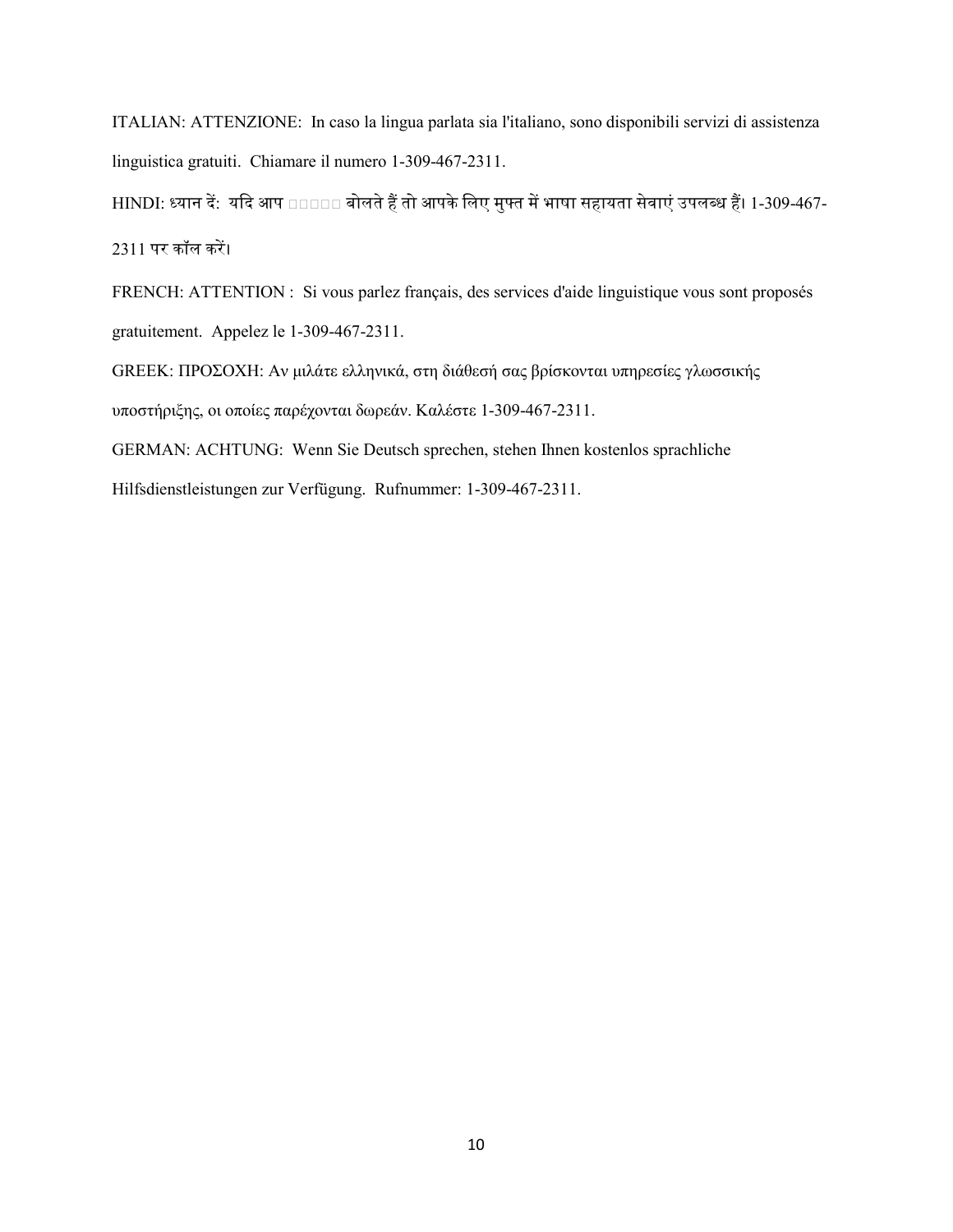ITALIAN: ATTENZIONE: In caso la lingua parlata sia l'italiano, sono disponibili servizi di assistenza linguistica gratuiti. Chiamare il numero 1-309-467-2311.

HINDI: ध्यान दें: यदि आप □□□□□ बोलते हैं तो आपके लिए मुफ्त में भाषा सहायता सेवाएं उपलब्ध हैं। 1-309-467-2311 पर कॉल करें।

FRENCH: ATTENTION : Si vous parlez français, des services d'aide linguistique vous sont proposés gratuitement. Appelez le 1-309-467-2311.

GREEK: ΠΡΟΣΟΧΗ: Αν μιλάτε ελληνικά, στη διάθεσή σας βρίσκονται υπηρεσίες γλωσσικής υποστήριξης, οι οποίες παρέχονται δωρεάν. Καλέστε 1-309-467-2311.

GERMAN: ACHTUNG: Wenn Sie Deutsch sprechen, stehen Ihnen kostenlos sprachliche Hilfsdienstleistungen zur Verfügung. Rufnummer: 1-309-467-2311.